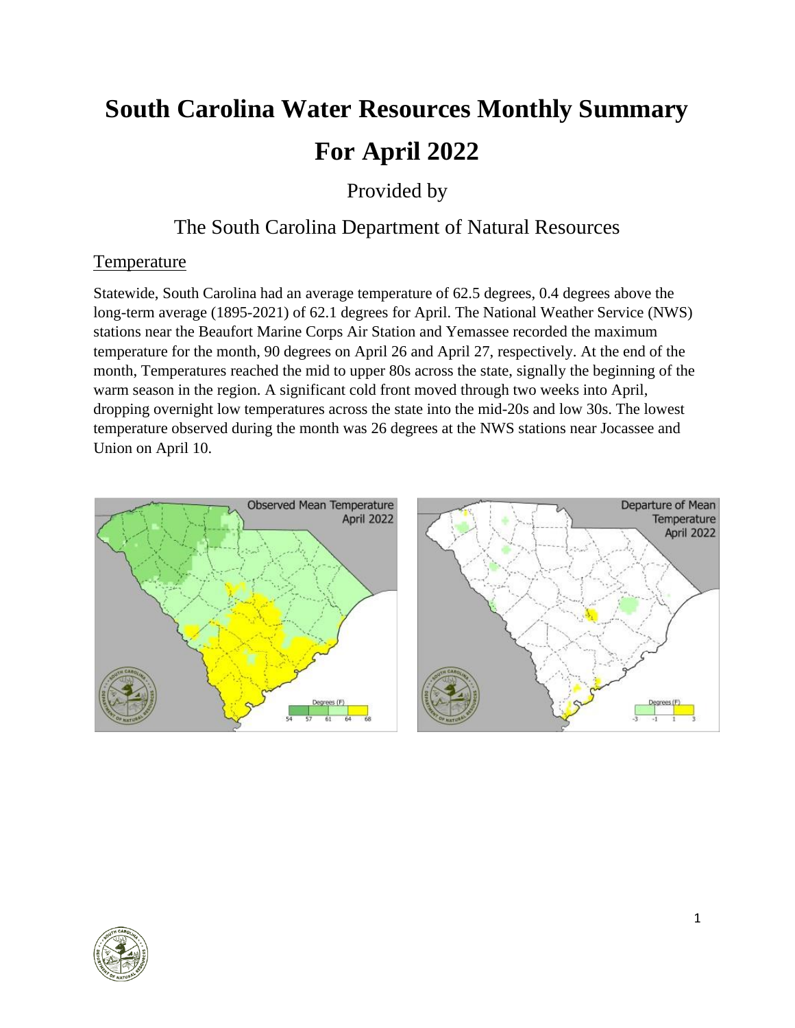# South Carolina Water Resources Monthly Summary

# For April 2022

Provided by

The South Carolina Department of Natural Resources

## Temperature

Statewide, South Carolina had an average temperature of 62.5 degrees, 0.4 degrees above the long-term average (1895-2021) of 62.1 degrees for April. The National Weather Service (NWS) stations near the Beaufort Marine Corps Air Station and Yemassee recorded the maximum temperature for the month, 90 degrees on April 26 and April 27, respectively. At the end of the month, Temperatures reached the mid to upper 80s across the state, signally the beginning of the warm season in the region. A significant cold front moved through two weeks into April, dropping overnight low temperatures across the state into the mid-20s and low 30s. The lowest temperature observed during the month was 26 degrees at the NWS stations near Jocassee and Union on April 10.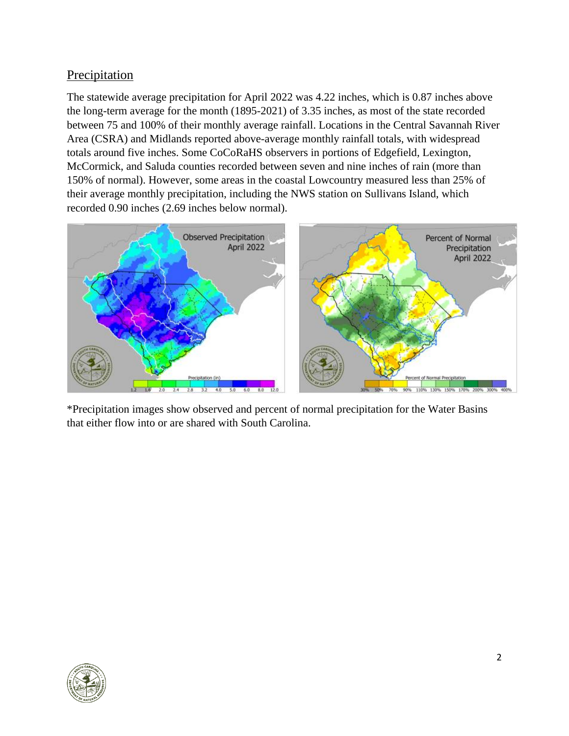## Precipitation

The statewide average precipitation for April 2022 was 4.22 inches, which is 0.87 inches above the long-term average for the month (1895-2021) of 3.35 inches, as most of the state recorded between 75 and 100% of their monthly average rainfall. Locations in the Central Savannah River Area (CSRA) and Midlands reported above-average monthly rainfall totals, with widespread totals around five inches. Some CoCoRaHS observers in portions of Edgefield, Lexington, McCormick, and Saluda counties recorded between seven and nine inches of rain (more than 150% of normal). However, some areas in the coastal Lowcountry measured less than 25% of their average monthly precipitation, including the NWS station on Sullivans Island, which recorded 0.90 inches (2.69 inches below normal).

*Precipitation images show observed and percent of normal precipitation for the Water Basins that either flow into or are shared with South Carolina.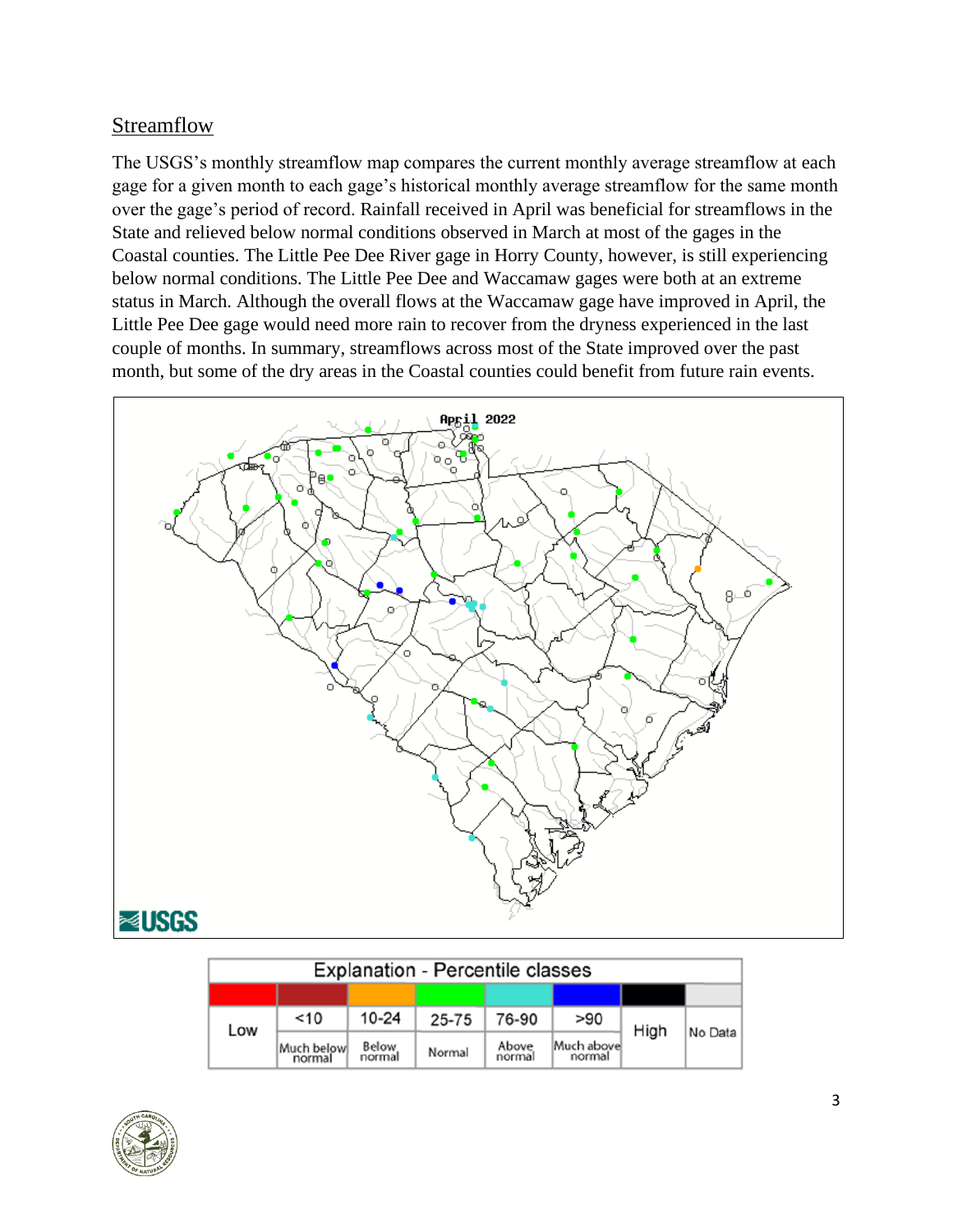## Streamflow

The USGS's monthly streamflow map compares the current monthly average streamflow at each gage for a given month to each gage's historical monthly average streamflow for the same month over the gage's period of record. Rainfall received in April was beneficial for streamflows in the State and relieved below normal conditions observed in March at most of the gages in the Coastal counties. The Little Pee Dee River gage in Horry County, however, is still experiencing below normal conditions. The Little Pee Dee and Waccamaw gages were both at an extreme status in March. Although the overall flows at the Waccamaw gage have improved in April, the Little Pee Dee gage would need more rain to recover from the dryness experienced in the last couple of months. In summary, streamflows across most of the State improved over the past month, but some of the dry areas in the Coastal counties could benefit from future rain events.

April 2022

USGS

| Explanation - Percentile classes | | | | | | | |
|---|---|---|---|---|---|---|---|
| Low | <10 Much below normal | 10-24 Below normal | 25-75 Normal | 76-90 Above normal | >90 Much above normal | High | No Data |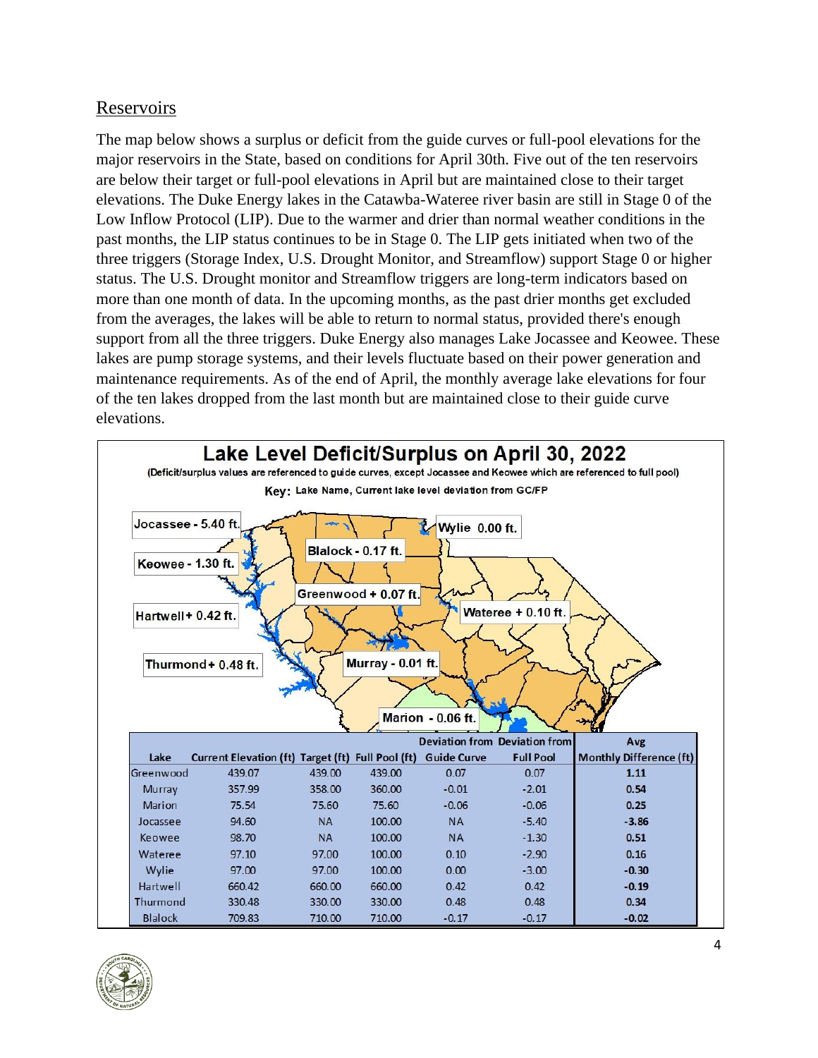## Reservoirs

The map below shows a surplus or deficit from the guide curves or full-pool elevations for the major reservoirs in the State, based on conditions for April 30th. Five out of the ten reservoirs are below their target or full-pool elevations in April but are maintained close to their target elevations. The Duke Energy lakes in the Catawba-Wateree river basin are still in Stage 0 of the Low Inflow Protocol (LIP). Due to the warmer and drier than normal weather conditions in the past months, the LIP status continues to be in Stage 0. The LIP gets initiated when two of the three triggers (Storage Index, U.S. Drought Monitor, and Streamflow) support Stage 0 or higher status. The U.S. Drought monitor and Streamflow triggers are long-term indicators based on more than one month of data. In the upcoming months, as the past drier months get excluded from the averages, the lakes will be able to return to normal status, provided there's enough support from all the three triggers. Duke Energy also manages Lake Jocassee and Keowee. These lakes are pump storage systems, and their levels fluctuate based on their power generation and maintenance requirements. As of the end of April, the monthly average lake elevations for four of the ten lakes dropped from the last month but are maintained close to their guide curve elevations.

**Lake Level Deficit/Surplus on April 30, 2022**

(Deficit/surplus values are referenced to guide curves, except Jocassee and Keowee which are referenced to full pool)

Key: Lake Name, Current lake level deviation from GC/FP

Jocassee - 5.40 ft.; Keowee - 1.30 ft.; Hartwell + 0.42 ft.; Thurmond + 0.48 ft.; Blalock - 0.17 ft.; Greenwood + 0.07 ft.; Murray - 0.01 ft.; Marion - 0.06 ft.; Wylie 0.00 ft.; Wateree + 0.10 ft.

| Lake | Current Elevation (ft) | Target (ft) | Full Pool (ft) | Deviation from Guide Curve | Deviation from Full Pool | Avg Monthly Difference (ft) |
|---|---|---|---|---|---|---|
| Greenwood | 439.07 | 439.00 | 439.00 | 0.07 | 0.07 | **1.11** |
| Murray | 357.99 | 358.00 | 360.00 | -0.01 | -2.01 | **0.54** |
| Marion | 75.54 | 75.60 | 75.60 | -0.06 | -0.06 | **0.25** |
| Jocassee | 94.60 | NA | 100.00 | NA | -5.40 | **-3.86** |
| Keowee | 98.70 | NA | 100.00 | NA | -1.30 | **0.51** |
| Wateree | 97.10 | 97.00 | 100.00 | 0.10 | -2.90 | **0.16** |
| Wylie | 97.00 | 97.00 | 100.00 | 0.00 | -3.00 | **-0.30** |
| Hartwell | 660.42 | 660.00 | 660.00 | 0.42 | 0.42 | **-0.19** |
| Thurmond | 330.48 | 330.00 | 330.00 | 0.48 | 0.48 | **0.34** |
| Blalock | 709.83 | 710.00 | 710.00 | -0.17 | -0.17 | **-0.02** |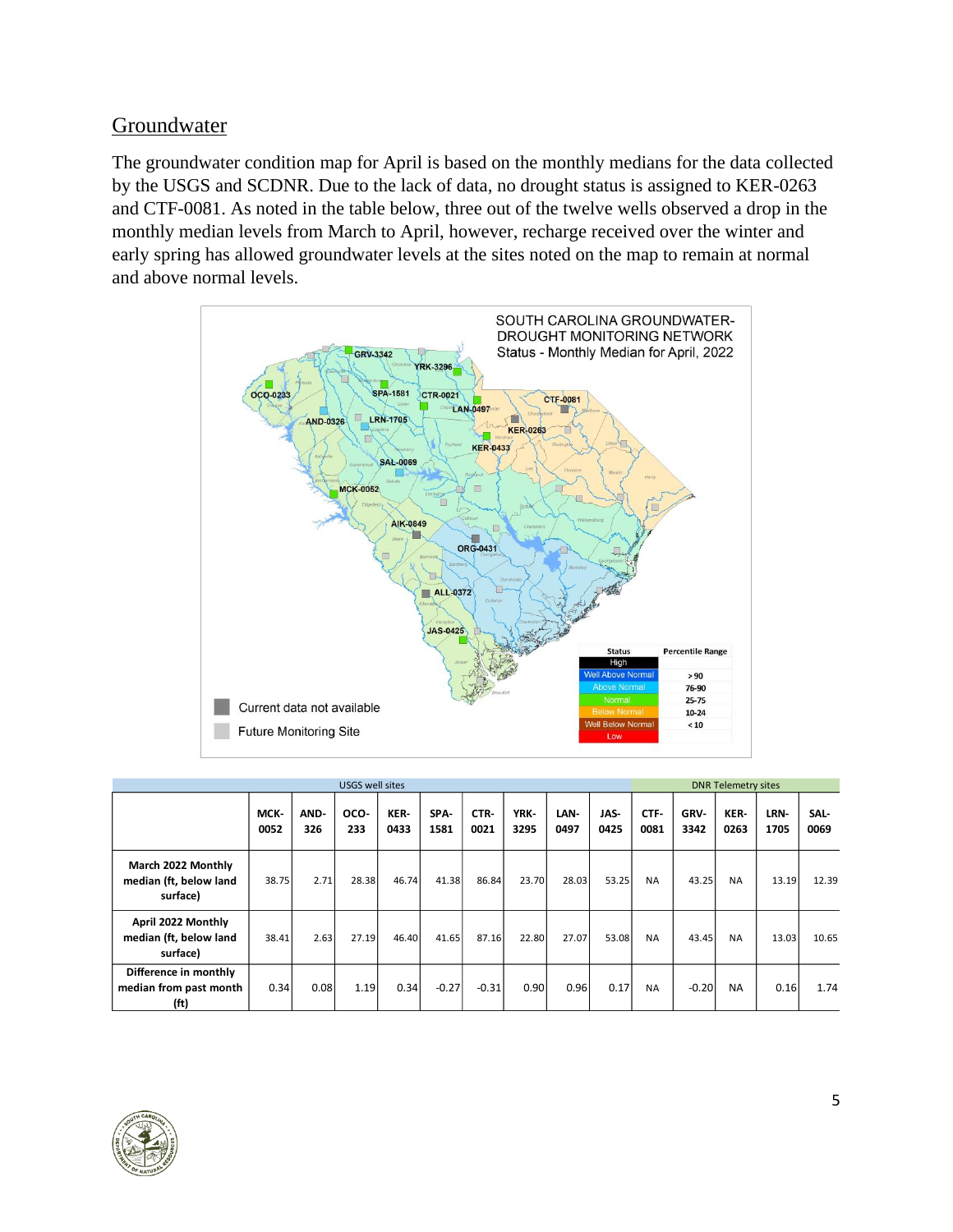## Groundwater

The groundwater condition map for April is based on the monthly medians for the data collected by the USGS and SCDNR. Due to the lack of data, no drought status is assigned to KER-0263 and CTF-0081. As noted in the table below, three out of the twelve wells observed a drop in the monthly median levels from March to April, however, recharge received over the winter and early spring has allowed groundwater levels at the sites noted on the map to remain at normal and above normal levels.

|  | USGS well sites | | | | | | | | | DNR Telemetry sites | | | | |
|---|---|---|---|---|---|---|---|---|---|---|---|---|---|---|
|  | MCK-0052 | AND-326 | OCO-233 | KER-0433 | SPA-1581 | CTR-0021 | YRK-3295 | LAN-0497 | JAS-0425 | CTF-0081 | GRV-3342 | KER-0263 | LRN-1705 | SAL-0069 |
| March 2022 Monthly median (ft, below land surface) | 38.75 | 2.71 | 28.38 | 46.74 | 41.38 | 86.84 | 23.70 | 28.03 | 53.25 | NA | 43.25 | NA | 13.19 | 12.39 |
| April 2022 Monthly median (ft, below land surface) | 38.41 | 2.63 | 27.19 | 46.40 | 41.65 | 87.16 | 22.80 | 27.07 | 53.08 | NA | 43.45 | NA | 13.03 | 10.65 |
| Difference in monthly median from past month (ft) | 0.34 | 0.08 | 1.19 | 0.34 | -0.27 | -0.31 | 0.90 | 0.96 | 0.17 | NA | -0.20 | NA | 0.16 | 1.74 |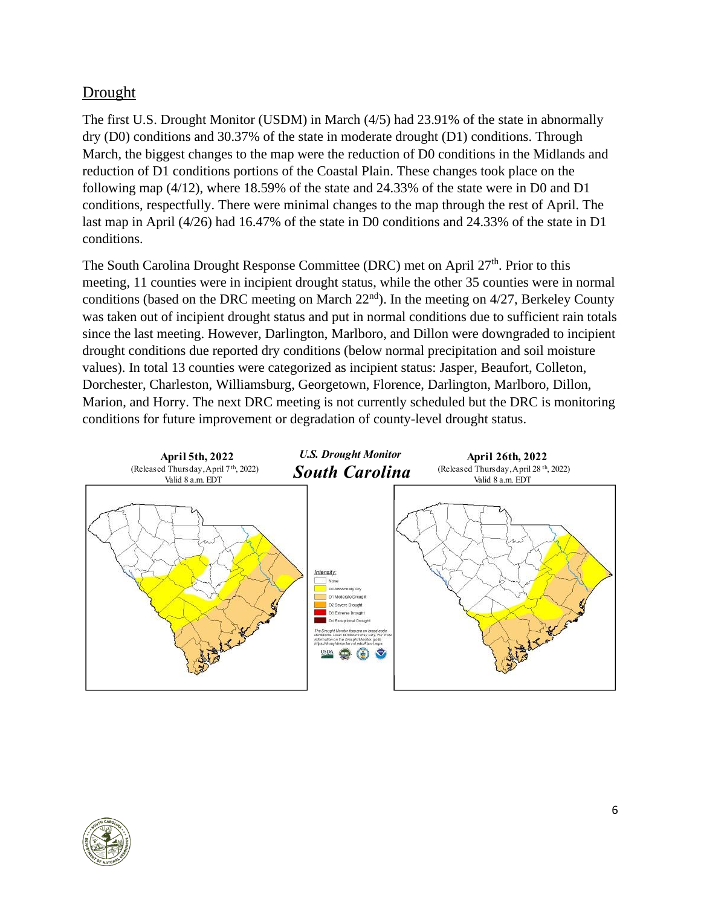## Drought

The first U.S. Drought Monitor (USDM) in March (4/5) had 23.91% of the state in abnormally dry (D0) conditions and 30.37% of the state in moderate drought (D1) conditions. Through March, the biggest changes to the map were the reduction of D0 conditions in the Midlands and reduction of D1 conditions portions of the Coastal Plain. These changes took place on the following map (4/12), where 18.59% of the state and 24.33% of the state were in D0 and D1 conditions, respectfully. There were minimal changes to the map through the rest of April. The last map in April (4/26) had 16.47% of the state in D0 conditions and 24.33% of the state in D1 conditions.

The South Carolina Drought Response Committee (DRC) met on April 27th. Prior to this meeting, 11 counties were in incipient drought status, while the other 35 counties were in normal conditions (based on the DRC meeting on March 22nd). In the meeting on 4/27, Berkeley County was taken out of incipient drought status and put in normal conditions due to sufficient rain totals since the last meeting. However, Darlington, Marlboro, and Dillon were downgraded to incipient drought conditions due reported dry conditions (below normal precipitation and soil moisture values). In total 13 counties were categorized as incipient status: Jasper, Beaufort, Colleton, Dorchester, Charleston, Williamsburg, Georgetown, Florence, Darlington, Marlboro, Dillon, Marion, and Horry. The next DRC meeting is not currently scheduled but the DRC is monitoring conditions for future improvement or degradation of county-level drought status.

**April 5th, 2022**
(Released Thursday, April 7th, 2022)
Valid 8 a.m. EDT

***U.S. Drought Monitor***
***South Carolina***

**April 26th, 2022**
(Released Thursday, April 28th, 2022)
Valid 8 a.m. EDT

Intensity:
- None
- D0 Abnormally Dry
- D1 Moderate Drought
- D2 Severe Drought
- D3 Extreme Drought
- D4 Exceptional Drought

*The Drought Monitor focuses on broad-scale conditions. Local conditions may vary. For more information on the Drought Monitor, go to https://droughtmonitor.unl.edu/About.aspx*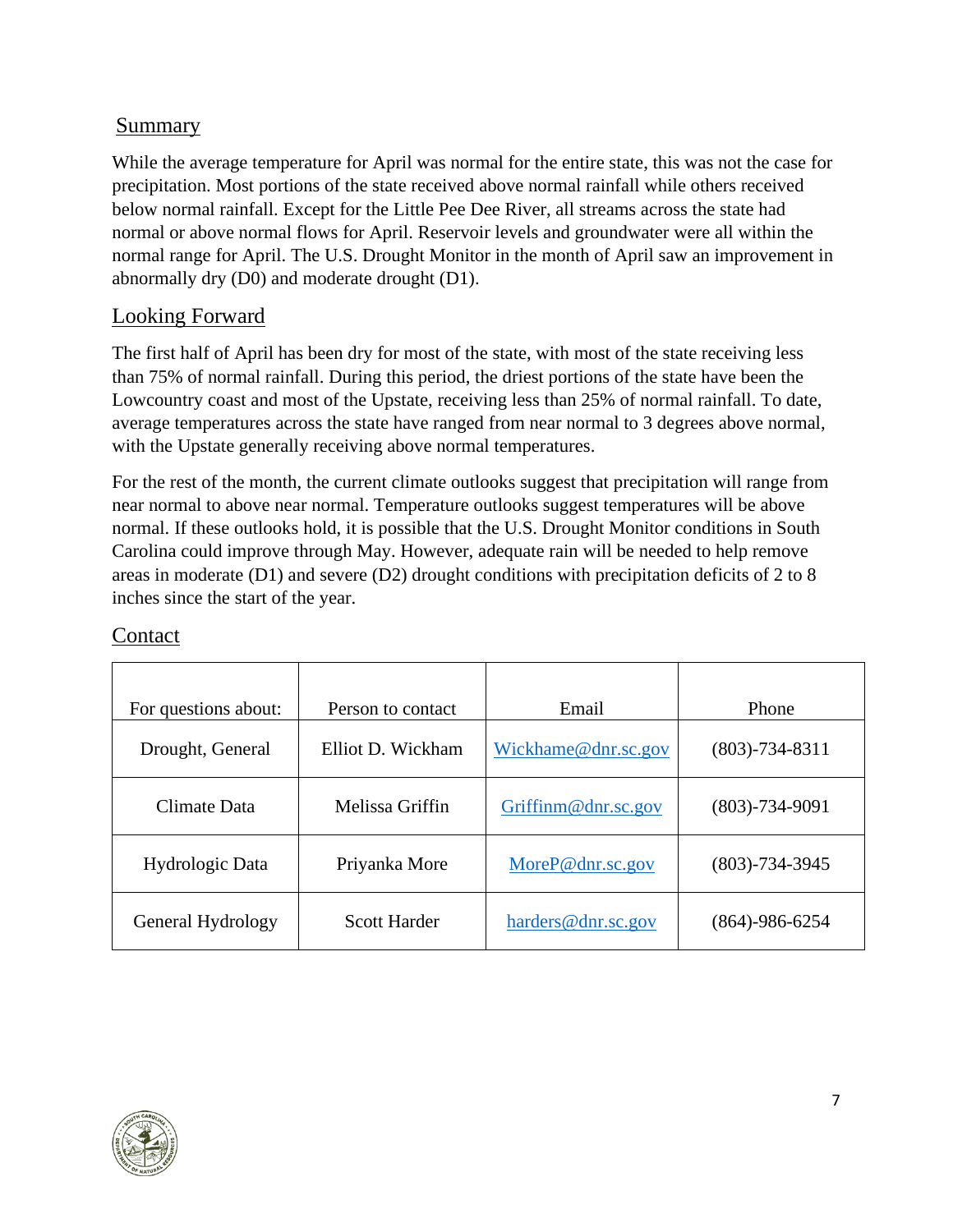## Summary

While the average temperature for April was normal for the entire state, this was not the case for precipitation. Most portions of the state received above normal rainfall while others received below normal rainfall. Except for the Little Pee Dee River, all streams across the state had normal or above normal flows for April. Reservoir levels and groundwater were all within the normal range for April. The U.S. Drought Monitor in the month of April saw an improvement in abnormally dry (D0) and moderate drought (D1).

## Looking Forward

The first half of April has been dry for most of the state, with most of the state receiving less than 75% of normal rainfall. During this period, the driest portions of the state have been the Lowcountry coast and most of the Upstate, receiving less than 25% of normal rainfall. To date, average temperatures across the state have ranged from near normal to 3 degrees above normal, with the Upstate generally receiving above normal temperatures.

For the rest of the month, the current climate outlooks suggest that precipitation will range from near normal to above near normal. Temperature outlooks suggest temperatures will be above normal. If these outlooks hold, it is possible that the U.S. Drought Monitor conditions in South Carolina could improve through May. However, adequate rain will be needed to help remove areas in moderate (D1) and severe (D2) drought conditions with precipitation deficits of 2 to 8 inches since the start of the year.

## Contact

| For questions about: | Person to contact | Email | Phone |
|---|---|---|---|
| Drought, General | Elliot D. Wickham | Wickhame@dnr.sc.gov | (803)-734-8311 |
| Climate Data | Melissa Griffin | Griffinm@dnr.sc.gov | (803)-734-9091 |
| Hydrologic Data | Priyanka More | MoreP@dnr.sc.gov | (803)-734-3945 |
| General Hydrology | Scott Harder | harders@dnr.sc.gov | (864)-986-6254 |